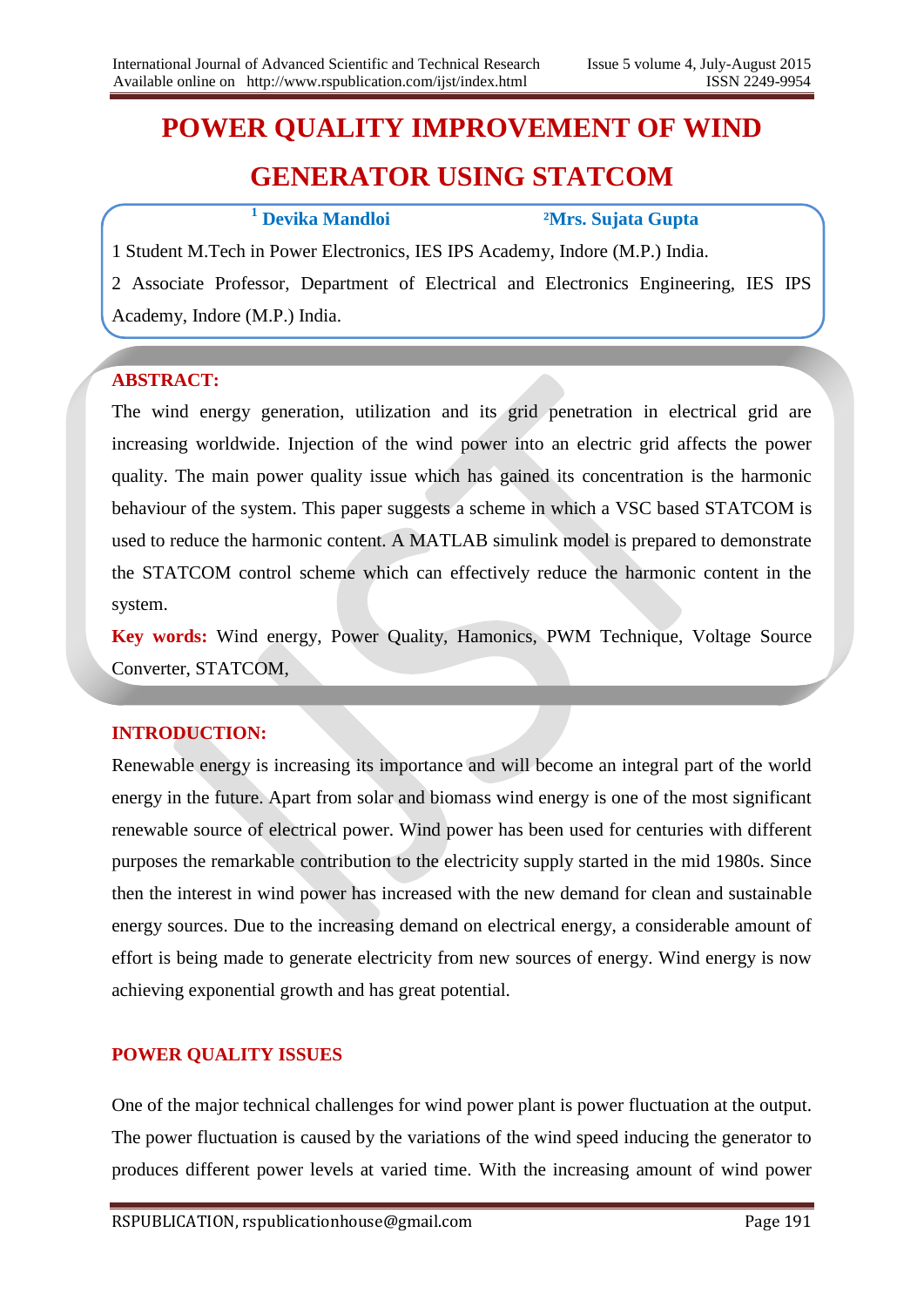# POWER QUALITY IMPROVEMENT OF WIND GENERATOR USING STATCOM

[1] **Devika Mandloi** [2]**Mrs. Sujata Gupta**

1 Student M.Tech in Power Electronics, IES IPS Academy, Indore (M.P.) India.

2 Associate Professor, Department of Electrical and Electronics Engineering, IES IPS Academy, Indore (M.P.) India.

## ABSTRACT:

The wind energy generation, utilization and its grid penetration in electrical grid are increasing worldwide. Injection of the wind power into an electric grid affects the power quality. The main power quality issue which has gained its concentration is the harmonic behaviour of the system. This paper suggests a scheme in which a VSC based STATCOM is used to reduce the harmonic content. A MATLAB simulink model is prepared to demonstrate the STATCOM control scheme which can effectively reduce the harmonic content in the system.

**Key words:** Wind energy, Power Quality, Hamonics, PWM Technique, Voltage Source Converter, STATCOM,

## INTRODUCTION:

Renewable energy is increasing its importance and will become an integral part of the world energy in the future. Apart from solar and biomass wind energy is one of the most significant renewable source of electrical power. Wind power has been used for centuries with different purposes the remarkable contribution to the electricity supply started in the mid 1980s. Since then the interest in wind power has increased with the new demand for clean and sustainable energy sources. Due to the increasing demand on electrical energy, a considerable amount of effort is being made to generate electricity from new sources of energy. Wind energy is now achieving exponential growth and has great potential.

## POWER QUALITY ISSUES

One of the major technical challenges for wind power plant is power fluctuation at the output. The power fluctuation is caused by the variations of the wind speed inducing the generator to produces different power levels at varied time. With the increasing amount of wind power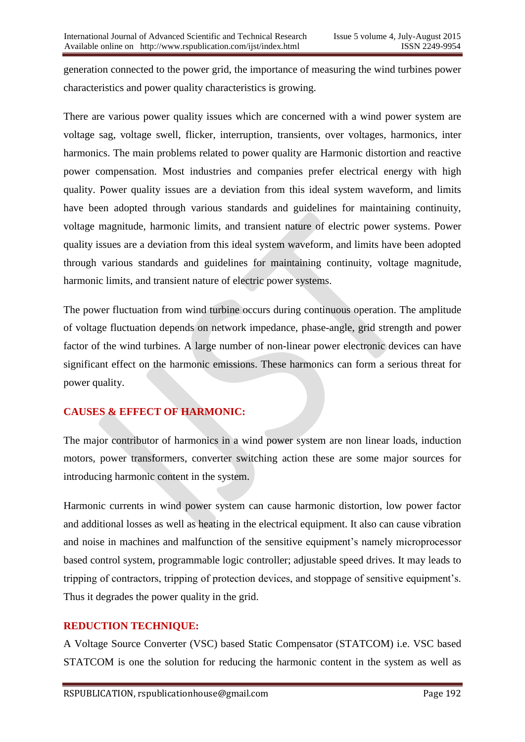generation connected to the power grid, the importance of measuring the wind turbines power characteristics and power quality characteristics is growing.

There are various power quality issues which are concerned with a wind power system are voltage sag, voltage swell, flicker, interruption, transients, over voltages, harmonics, inter harmonics. The main problems related to power quality are Harmonic distortion and reactive power compensation. Most industries and companies prefer electrical energy with high quality. Power quality issues are a deviation from this ideal system waveform, and limits have been adopted through various standards and guidelines for maintaining continuity, voltage magnitude, harmonic limits, and transient nature of electric power systems. Power quality issues are a deviation from this ideal system waveform, and limits have been adopted through various standards and guidelines for maintaining continuity, voltage magnitude, harmonic limits, and transient nature of electric power systems.

The power fluctuation from wind turbine occurs during continuous operation. The amplitude of voltage fluctuation depends on network impedance, phase-angle, grid strength and power factor of the wind turbines. A large number of non-linear power electronic devices can have significant effect on the harmonic emissions. These harmonics can form a serious threat for power quality.

## CAUSES & EFFECT OF HARMONIC:

The major contributor of harmonics in a wind power system are non linear loads, induction motors, power transformers, converter switching action these are some major sources for introducing harmonic content in the system.

Harmonic currents in wind power system can cause harmonic distortion, low power factor and additional losses as well as heating in the electrical equipment. It also can cause vibration and noise in machines and malfunction of the sensitive equipment's namely microprocessor based control system, programmable logic controller; adjustable speed drives. It may leads to tripping of contractors, tripping of protection devices, and stoppage of sensitive equipment's. Thus it degrades the power quality in the grid.

## REDUCTION TECHNIQUE:

A Voltage Source Converter (VSC) based Static Compensator (STATCOM) i.e. VSC based STATCOM is one the solution for reducing the harmonic content in the system as well as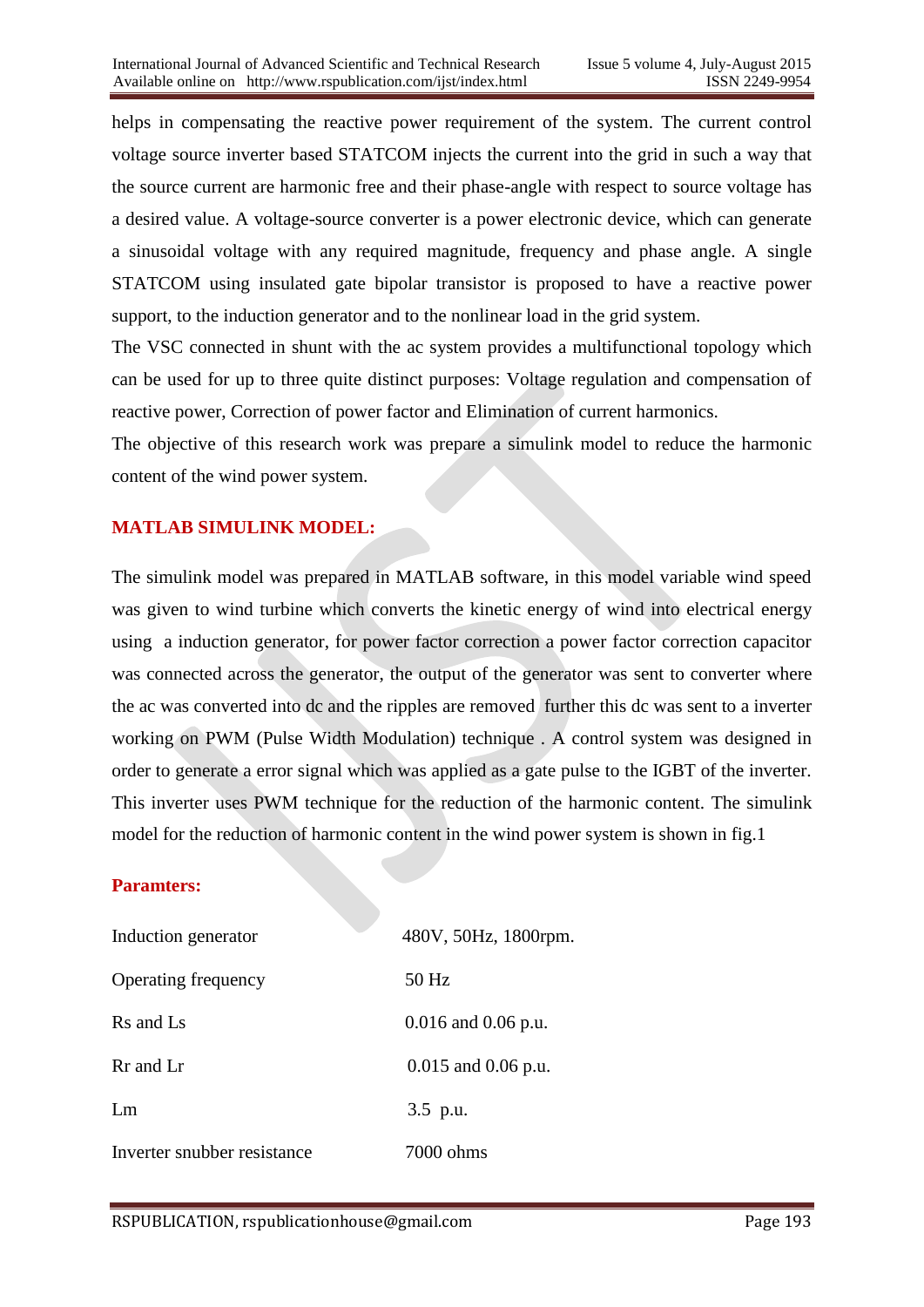helps in compensating the reactive power requirement of the system. The current control voltage source inverter based STATCOM injects the current into the grid in such a way that the source current are harmonic free and their phase-angle with respect to source voltage has a desired value. A voltage-source converter is a power electronic device, which can generate a sinusoidal voltage with any required magnitude, frequency and phase angle. A single STATCOM using insulated gate bipolar transistor is proposed to have a reactive power support, to the induction generator and to the nonlinear load in the grid system.

The VSC connected in shunt with the ac system provides a multifunctional topology which can be used for up to three quite distinct purposes: Voltage regulation and compensation of reactive power, Correction of power factor and Elimination of current harmonics.

The objective of this research work was prepare a simulink model to reduce the harmonic content of the wind power system.

## MATLAB SIMULINK MODEL:

The simulink model was prepared in MATLAB software, in this model variable wind speed was given to wind turbine which converts the kinetic energy of wind into electrical energy using a induction generator, for power factor correction a power factor correction capacitor was connected across the generator, the output of the generator was sent to converter where the ac was converted into dc and the ripples are removed further this dc was sent to a inverter working on PWM (Pulse Width Modulation) technique . A control system was designed in order to generate a error signal which was applied as a gate pulse to the IGBT of the inverter. This inverter uses PWM technique for the reduction of the harmonic content. The simulink model for the reduction of harmonic content in the wind power system is shown in fig.1

## Paramters:

| | |
|---|---|
| Induction generator | 480V, 50Hz, 1800rpm. |
| Operating frequency | 50 Hz |
| Rs and Ls | 0.016 and 0.06 p.u. |
| Rr and Lr | 0.015 and 0.06 p.u. |
| Lm | 3.5 p.u. |
| Inverter snubber resistance | 7000 ohms |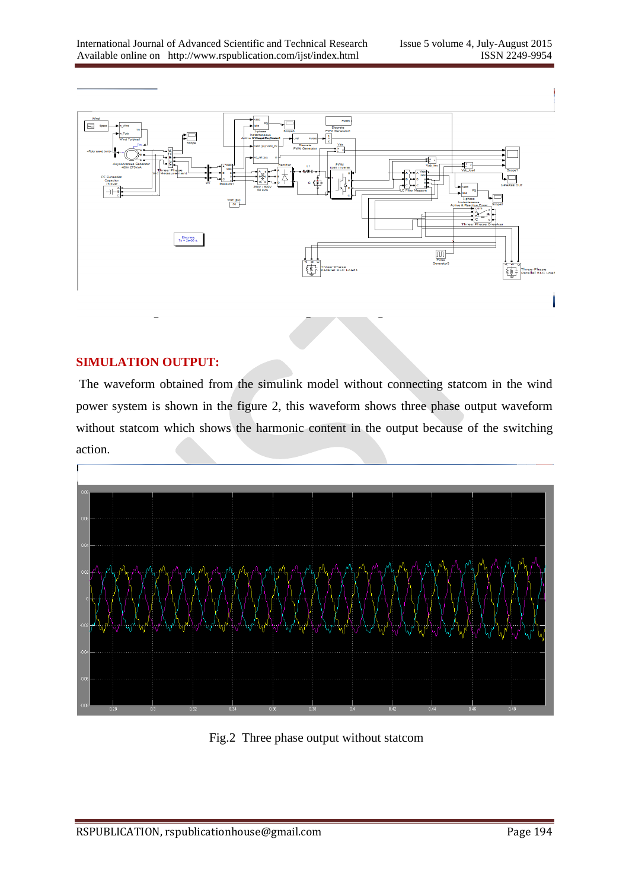## SIMULATION OUTPUT:

The waveform obtained from the simulink model without connecting statcom in the wind power system is shown in the figure 2, this waveform shows three phase output waveform without statcom which shows the harmonic content in the output because of the switching action.

Fig.2 Three phase output without statcom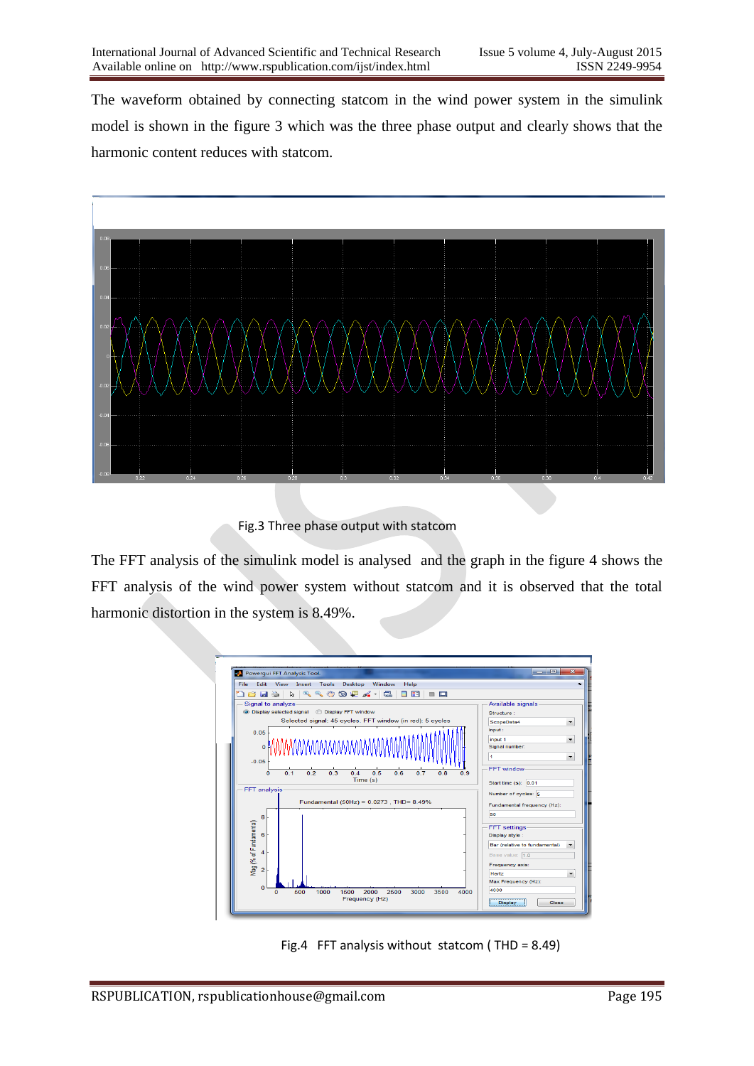The waveform obtained by connecting statcom in the wind power system in the simulink model is shown in the figure 3 which was the three phase output and clearly shows that the harmonic content reduces with statcom.

Fig.3 Three phase output with statcom

The FFT analysis of the simulink model is analysed and the graph in the figure 4 shows the FFT analysis of the wind power system without statcom and it is observed that the total harmonic distortion in the system is 8.49%.

Fig.4 FFT analysis without statcom ( THD = 8.49)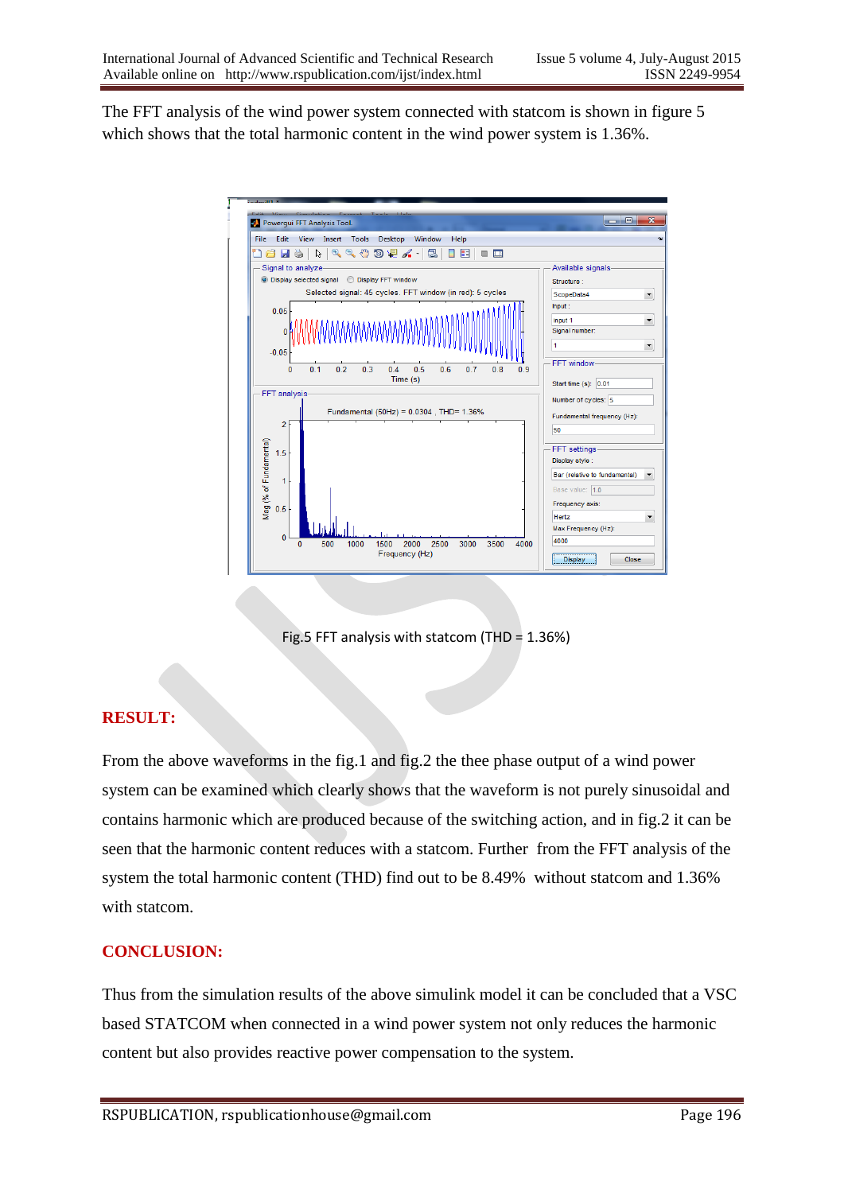The FFT analysis of the wind power system connected with statcom is shown in figure 5 which shows that the total harmonic content in the wind power system is 1.36%.

Fig.5 FFT analysis with statcom (THD = 1.36%)

## RESULT:

From the above waveforms in the fig.1 and fig.2 the thee phase output of a wind power system can be examined which clearly shows that the waveform is not purely sinusoidal and contains harmonic which are produced because of the switching action, and in fig.2 it can be seen that the harmonic content reduces with a statcom. Further from the FFT analysis of the system the total harmonic content (THD) find out to be 8.49% without statcom and 1.36% with statcom.

## CONCLUSION:

Thus from the simulation results of the above simulink model it can be concluded that a VSC based STATCOM when connected in a wind power system not only reduces the harmonic content but also provides reactive power compensation to the system.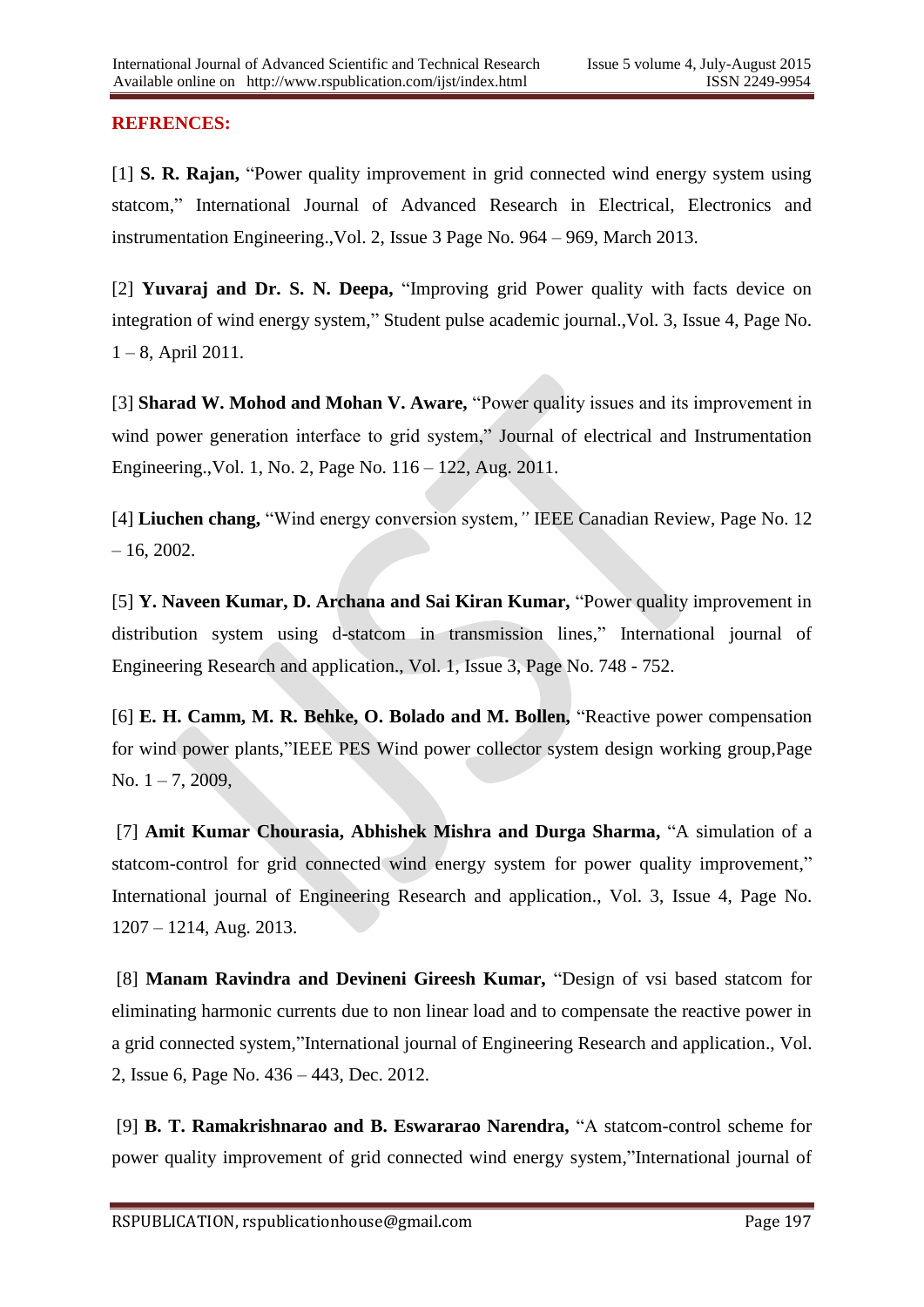## REFRENCES:

[1] **S. R. Rajan,** "Power quality improvement in grid connected wind energy system using statcom," International Journal of Advanced Research in Electrical, Electronics and instrumentation Engineering.,Vol. 2, Issue 3 Page No. 964 – 969, March 2013.

[2] **Yuvaraj and Dr. S. N. Deepa,** "Improving grid Power quality with facts device on integration of wind energy system," Student pulse academic journal.,Vol. 3, Issue 4, Page No. 1 – 8, April 2011.

[3] **Sharad W. Mohod and Mohan V. Aware,** "Power quality issues and its improvement in wind power generation interface to grid system," Journal of electrical and Instrumentation Engineering.,Vol. 1, No. 2, Page No. 116 – 122, Aug. 2011.

[4] **Liuchen chang,** "Wind energy conversion system," IEEE Canadian Review, Page No. 12 – 16, 2002.

[5] **Y. Naveen Kumar, D. Archana and Sai Kiran Kumar,** "Power quality improvement in distribution system using d-statcom in transmission lines," International journal of Engineering Research and application., Vol. 1, Issue 3, Page No. 748 - 752.

[6] **E. H. Camm, M. R. Behke, O. Bolado and M. Bollen,** "Reactive power compensation for wind power plants,"IEEE PES Wind power collector system design working group,Page No. 1 – 7, 2009,

[7] **Amit Kumar Chourasia, Abhishek Mishra and Durga Sharma,** "A simulation of a statcom-control for grid connected wind energy system for power quality improvement," International journal of Engineering Research and application., Vol. 3, Issue 4, Page No. 1207 – 1214, Aug. 2013.

[8] **Manam Ravindra and Devineni Gireesh Kumar,** "Design of vsi based statcom for eliminating harmonic currents due to non linear load and to compensate the reactive power in a grid connected system,"International journal of Engineering Research and application., Vol. 2, Issue 6, Page No. 436 – 443, Dec. 2012.

[9] **B. T. Ramakrishnarao and B. Eswararao Narendra,** "A statcom-control scheme for power quality improvement of grid connected wind energy system,"International journal of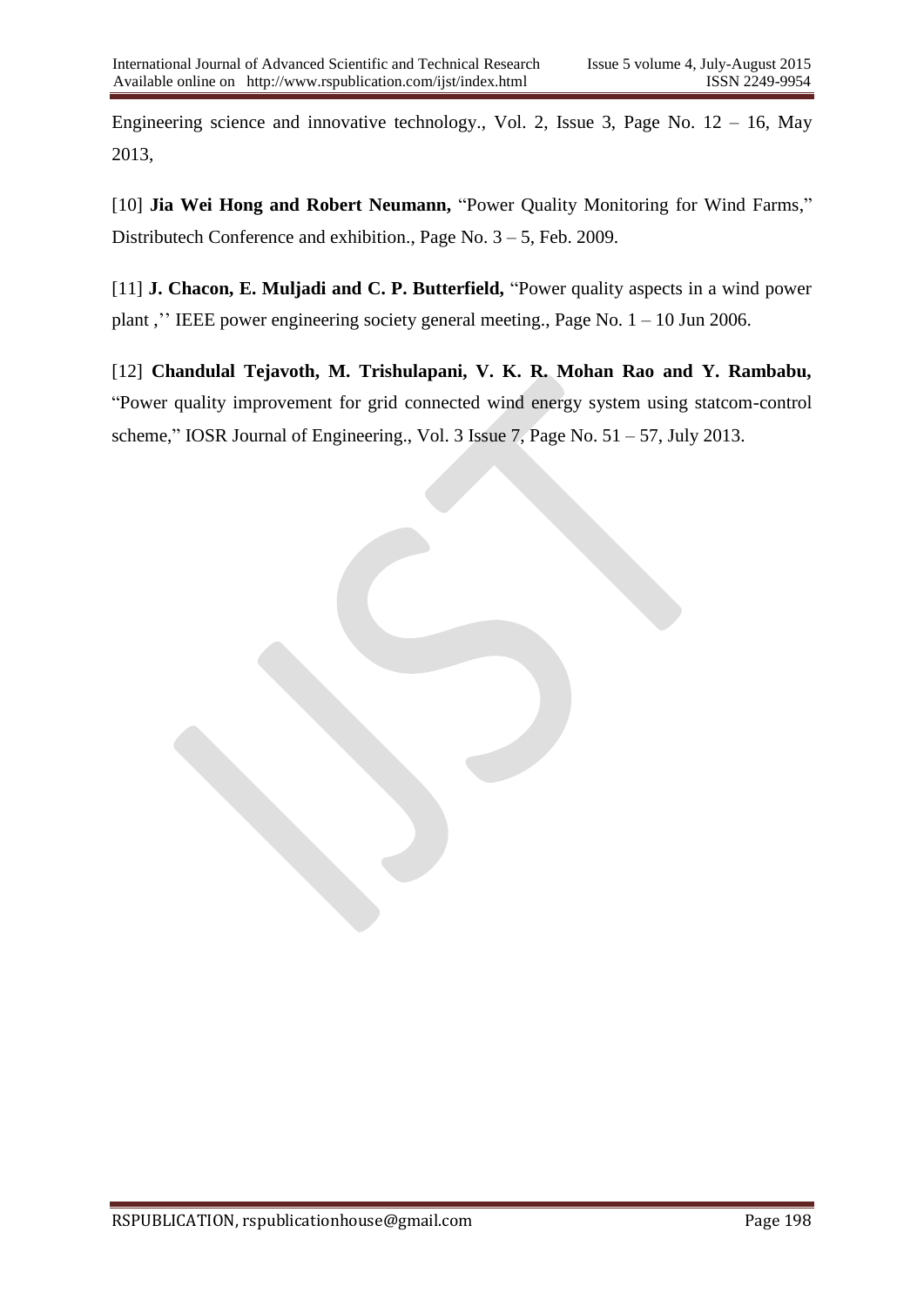Engineering science and innovative technology., Vol. 2, Issue 3, Page No. 12 – 16, May 2013,

[10] **Jia Wei Hong and Robert Neumann,** “Power Quality Monitoring for Wind Farms,” Distributech Conference and exhibition., Page No. 3 – 5, Feb. 2009.

[11] **J. Chacon, E. Muljadi and C. P. Butterfield,** “Power quality aspects in a wind power plant ,’’ IEEE power engineering society general meeting., Page No. 1 – 10 Jun 2006.

[12] **Chandulal Tejavoth, M. Trishulapani, V. K. R. Mohan Rao and Y. Rambabu,** “Power quality improvement for grid connected wind energy system using statcom-control scheme,” IOSR Journal of Engineering., Vol. 3 Issue 7, Page No. 51 – 57, July 2013.